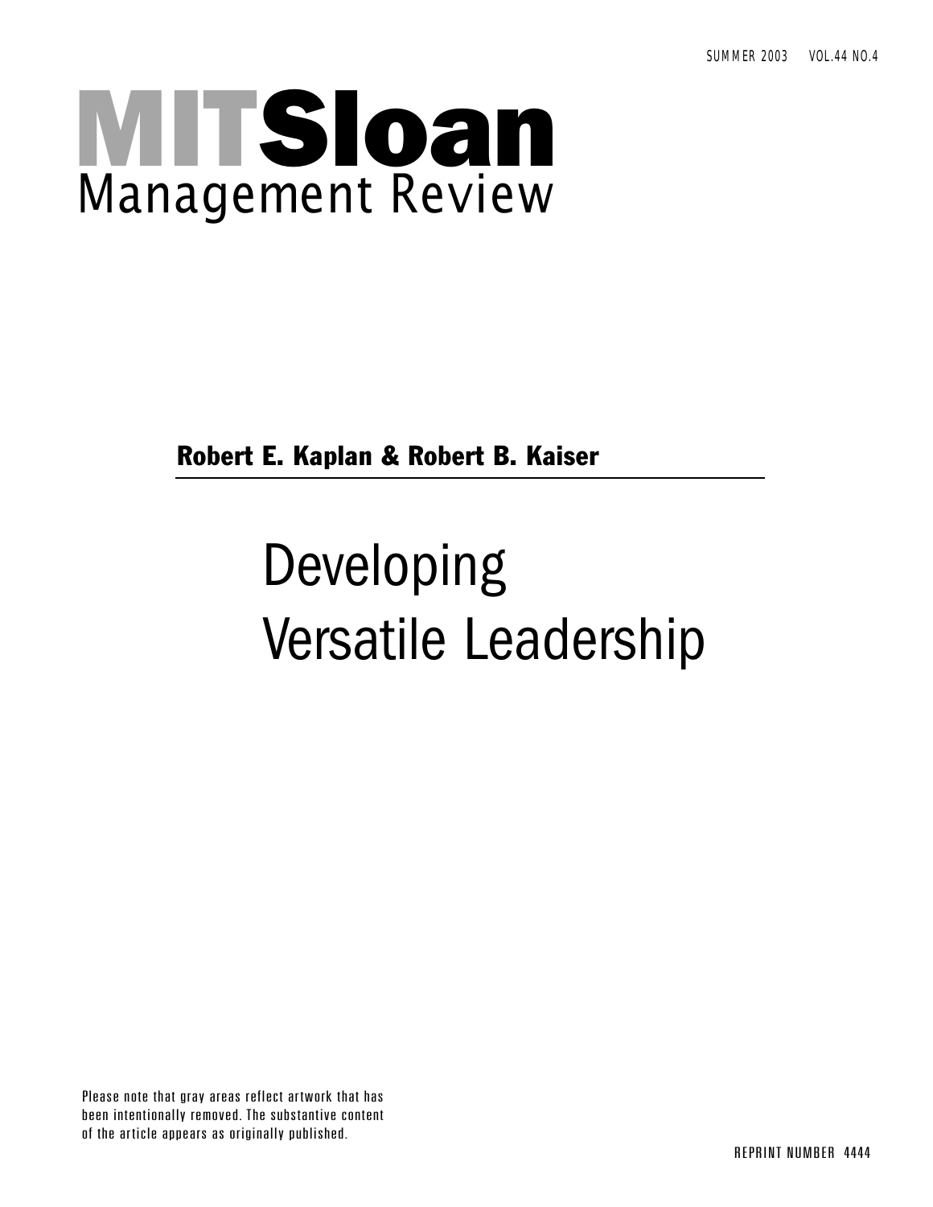SUMMER 2003 VOL.44 NO.4

# MITSloan Management Review

**Robert E. Kaplan & Robert B. Kaiser**

# Developing Versatile Leadership

Please note that gray areas reflect artwork that has been intentionally removed. The substantive content of the article appears as originally published.

REPRINT NUMBER 4444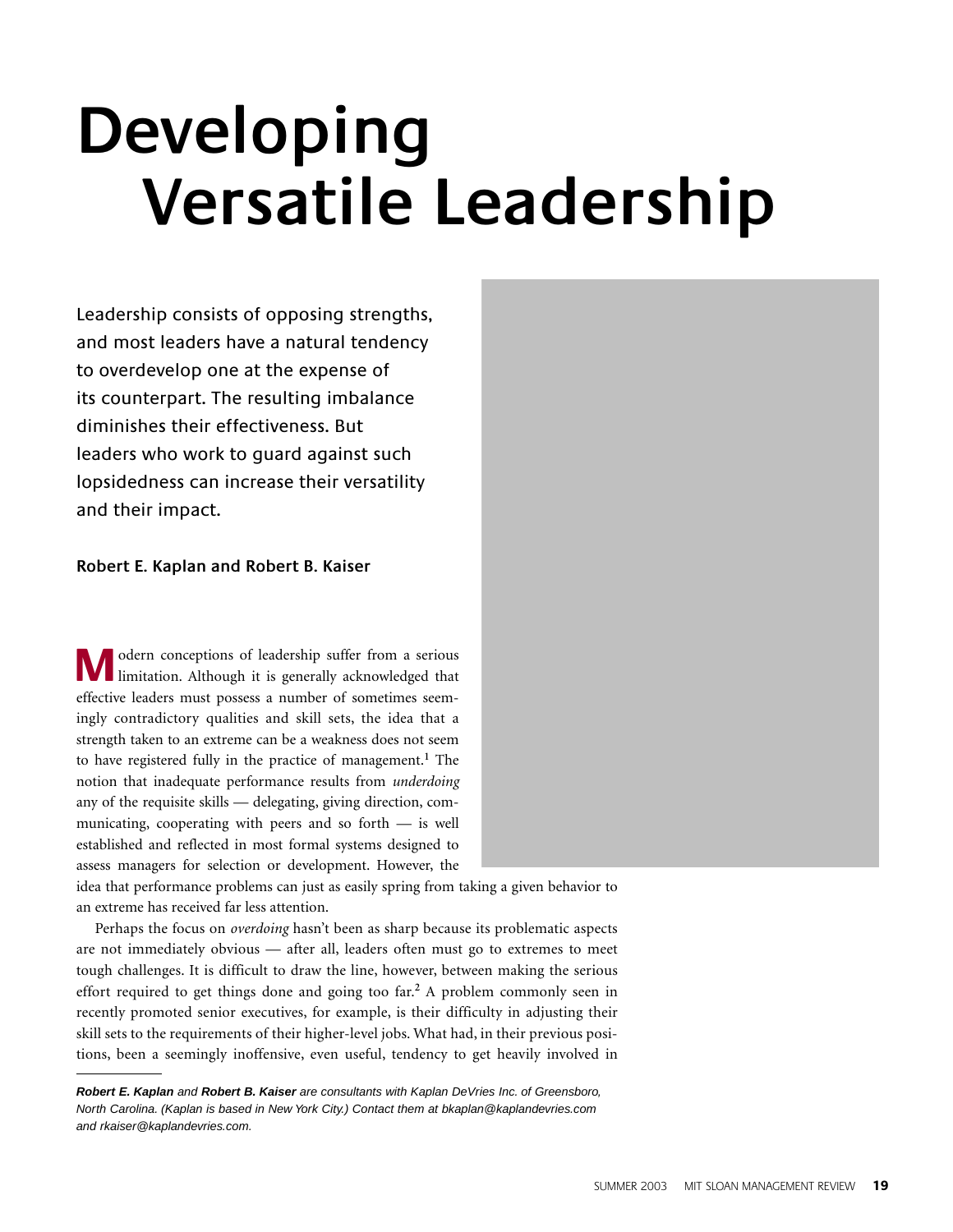# Developing Versatile Leadership

Leadership consists of opposing strengths, and most leaders have a natural tendency to overdevelop one at the expense of its counterpart. The resulting imbalance diminishes their effectiveness. But leaders who work to guard against such lopsidedness can increase their versatility and their impact.

**Robert E. Kaplan and Robert B. Kaiser**

Modern conceptions of leadership suffer from a serious limitation. Although it is generally acknowledged that effective leaders must possess a number of sometimes seemingly contradictory qualities and skill sets, the idea that a strength taken to an extreme can be a weakness does not seem to have registered fully in the practice of management.[1] The notion that inadequate performance results from *underdoing* any of the requisite skills — delegating, giving direction, communicating, cooperating with peers and so forth — is well established and reflected in most formal systems designed to assess managers for selection or development. However, the idea that performance problems can just as easily spring from taking a given behavior to an extreme has received far less attention.

Perhaps the focus on *overdoing* hasn't been as sharp because its problematic aspects are not immediately obvious — after all, leaders often must go to extremes to meet tough challenges. It is difficult to draw the line, however, between making the serious effort required to get things done and going too far.[2] A problem commonly seen in recently promoted senior executives, for example, is their difficulty in adjusting their skill sets to the requirements of their higher-level jobs. What had, in their previous positions, been a seemingly inoffensive, even useful, tendency to get heavily involved in

***Robert E. Kaplan** and **Robert B. Kaiser** are consultants with Kaplan DeVries Inc. of Greensboro, North Carolina. (Kaplan is based in New York City.) Contact them at bkaplan@kaplandevries.com and rkaiser@kaplandevries.com.*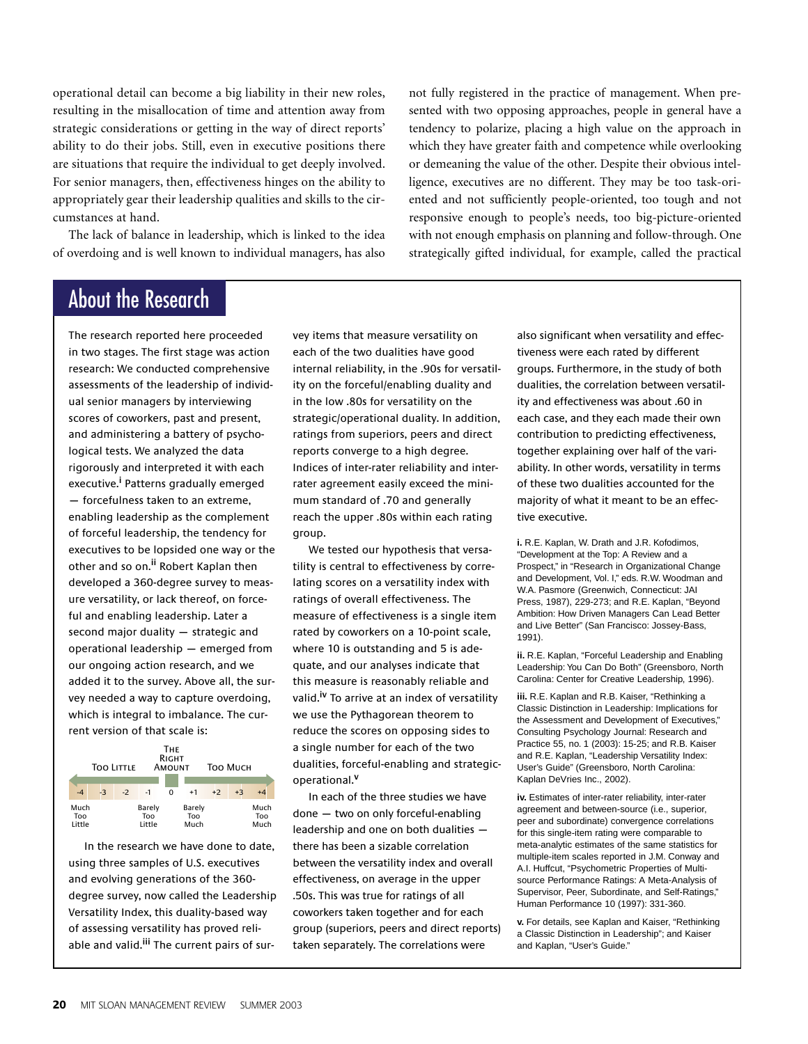operational detail can become a big liability in their new roles, resulting in the misallocation of time and attention away from strategic considerations or getting in the way of direct reports' ability to do their jobs. Still, even in executive positions there are situations that require the individual to get deeply involved. For senior managers, then, effectiveness hinges on the ability to appropriately gear their leadership qualities and skills to the circumstances at hand.

The lack of balance in leadership, which is linked to the idea of overdoing and is well known to individual managers, has also not fully registered in the practice of management. When presented with two opposing approaches, people in general have a tendency to polarize, placing a high value on the approach in which they have greater faith and competence while overlooking or demeaning the value of the other. Despite their obvious intelligence, executives are no different. They may be too task-oriented and not sufficiently people-oriented, too tough and not responsive enough to people's needs, too big-picture-oriented with not enough emphasis on planning and follow-through. One strategically gifted individual, for example, called the practical

## About the Research

The research reported here proceeded in two stages. The first stage was action research: We conducted comprehensive assessments of the leadership of individual senior managers by interviewing scores of coworkers, past and present, and administering a battery of psychological tests. We analyzed the data rigorously and interpreted it with each executive.[i] Patterns gradually emerged — forcefulness taken to an extreme, enabling leadership as the complement of forceful leadership, the tendency for executives to be lopsided one way or the other and so on.[ii] Robert Kaplan then developed a 360-degree survey to measure versatility, or lack thereof, on forceful and enabling leadership. Later a second major duality — strategic and operational leadership — emerged from our ongoing action research, and we added it to the survey. Above all, the survey needed a way to capture overdoing, which is integral to imbalance. The current version of that scale is:

| Too Little | | | | The Right Amount | | | | Too Much |
|---|---|---|---|---|---|---|---|---|
| -4 | -3 | -2 | -1 | 0 | +1 | +2 | +3 | +4 |
| Much Too Little | | | Barely Too Little | | Barely Too Much | | | Much Too Much |

In the research we have done to date, using three samples of U.S. executives and evolving generations of the 360-degree survey, now called the Leadership Versatility Index, this duality-based way of assessing versatility has proved reliable and valid.[iii] The current pairs of survey items that measure versatility on each of the two dualities have good internal reliability, in the .90s for versatility on the forceful/enabling duality and in the low .80s for versatility on the strategic/operational duality. In addition, ratings from superiors, peers and direct reports converge to a high degree. Indices of inter-rater reliability and inter-rater agreement easily exceed the minimum standard of .70 and generally reach the upper .80s within each rating group.

We tested our hypothesis that versatility is central to effectiveness by correlating scores on a versatility index with ratings of overall effectiveness. The measure of effectiveness is a single item rated by coworkers on a 10-point scale, where 10 is outstanding and 5 is adequate, and our analyses indicate that this measure is reasonably reliable and valid.[iv] To arrive at an index of versatility we use the Pythagorean theorem to reduce the scores on opposing sides to a single number for each of the two dualities, forceful-enabling and strategic-operational.[v]

In each of the three studies we have done — two on only forceful-enabling leadership and one on both dualities — there has been a sizable correlation between the versatility index and overall effectiveness, on average in the upper .50s. This was true for ratings of all coworkers taken together and for each group (superiors, peers and direct reports) taken separately. The correlations were also significant when versatility and effectiveness were each rated by different groups. Furthermore, in the study of both dualities, the correlation between versatility and effectiveness was about .60 in each case, and they each made their own contribution to predicting effectiveness, together explaining over half of the variability. In other words, versatility in terms of these two dualities accounted for the majority of what it meant to be an effective executive.

**i.** R.E. Kaplan, W. Drath and J.R. Kofodimos, "Development at the Top: A Review and a Prospect," in "Research in Organizational Change and Development, Vol. I," eds. R.W. Woodman and W.A. Pasmore (Greenwich, Connecticut: JAI Press, 1987), 229-273; and R.E. Kaplan, "Beyond Ambition: How Driven Managers Can Lead Better and Live Better" (San Francisco: Jossey-Bass, 1991).

**ii.** R.E. Kaplan, "Forceful Leadership and Enabling Leadership: You Can Do Both" (Greensboro, North Carolina: Center for Creative Leadership, 1996).

**iii.** R.E. Kaplan and R.B. Kaiser, "Rethinking a Classic Distinction in Leadership: Implications for the Assessment and Development of Executives," Consulting Psychology Journal: Research and Practice 55, no. 1 (2003): 15-25; and R.B. Kaiser and R.E. Kaplan, "Leadership Versatility Index: User's Guide" (Greensboro, North Carolina: Kaplan DeVries Inc., 2002).

**iv.** Estimates of inter-rater reliability, inter-rater agreement and between-source (i.e., superior, peer and subordinate) convergence correlations for this single-item rating were comparable to meta-analytic estimates of the same statistics for multiple-item scales reported in J.M. Conway and A.I. Huffcut, "Psychometric Properties of Multisource Performance Ratings: A Meta-Analysis of Supervisor, Peer, Subordinate, and Self-Ratings," Human Performance 10 (1997): 331-360.

**v.** For details, see Kaplan and Kaiser, "Rethinking a Classic Distinction in Leadership"; and Kaiser and Kaplan, "User's Guide."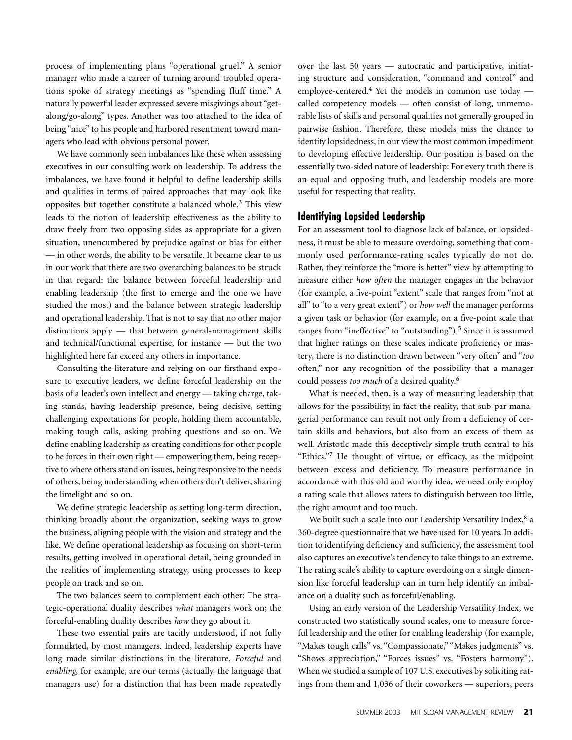process of implementing plans "operational gruel." A senior manager who made a career of turning around troubled operations spoke of strategy meetings as "spending fluff time." A naturally powerful leader expressed severe misgivings about "get-along/go-along" types. Another was too attached to the idea of being "nice" to his people and harbored resentment toward managers who lead with obvious personal power.

We have commonly seen imbalances like these when assessing executives in our consulting work on leadership. To address the imbalances, we have found it helpful to define leadership skills and qualities in terms of paired approaches that may look like opposites but together constitute a balanced whole.[3] This view leads to the notion of leadership effectiveness as the ability to draw freely from two opposing sides as appropriate for a given situation, unencumbered by prejudice against or bias for either — in other words, the ability to be versatile. It became clear to us in our work that there are two overarching balances to be struck in that regard: the balance between forceful leadership and enabling leadership (the first to emerge and the one we have studied the most) and the balance between strategic leadership and operational leadership. That is not to say that no other major distinctions apply — that between general-management skills and technical/functional expertise, for instance — but the two highlighted here far exceed any others in importance.

Consulting the literature and relying on our firsthand exposure to executive leaders, we define forceful leadership on the basis of a leader's own intellect and energy — taking charge, taking stands, having leadership presence, being decisive, setting challenging expectations for people, holding them accountable, making tough calls, asking probing questions and so on. We define enabling leadership as creating conditions for other people to be forces in their own right — empowering them, being receptive to where others stand on issues, being responsive to the needs of others, being understanding when others don't deliver, sharing the limelight and so on.

We define strategic leadership as setting long-term direction, thinking broadly about the organization, seeking ways to grow the business, aligning people with the vision and strategy and the like. We define operational leadership as focusing on short-term results, getting involved in operational detail, being grounded in the realities of implementing strategy, using processes to keep people on track and so on.

The two balances seem to complement each other: The strategic-operational duality describes *what* managers work on; the forceful-enabling duality describes *how* they go about it.

These two essential pairs are tacitly understood, if not fully formulated, by most managers. Indeed, leadership experts have long made similar distinctions in the literature. *Forceful* and *enabling,* for example, are our terms (actually, the language that managers use) for a distinction that has been made repeatedly over the last 50 years — autocratic and participative, initiating structure and consideration, "command and control" and employee-centered.[4] Yet the models in common use today — called competency models — often consist of long, unmemorable lists of skills and personal qualities not generally grouped in pairwise fashion. Therefore, these models miss the chance to identify lopsidedness, in our view the most common impediment to developing effective leadership. Our position is based on the essentially two-sided nature of leadership: For every truth there is an equal and opposing truth, and leadership models are more useful for respecting that reality.

## Identifying Lopsided Leadership

For an assessment tool to diagnose lack of balance, or lopsidedness, it must be able to measure overdoing, something that commonly used performance-rating scales typically do not do. Rather, they reinforce the "more is better" view by attempting to measure either *how often* the manager engages in the behavior (for example, a five-point "extent" scale that ranges from "not at all" to "to a very great extent") or *how well* the manager performs a given task or behavior (for example, on a five-point scale that ranges from "ineffective" to "outstanding").[5] Since it is assumed that higher ratings on these scales indicate proficiency or mastery, there is no distinction drawn between "very often" and "*too* often," nor any recognition of the possibility that a manager could possess *too much* of a desired quality.[6]

What is needed, then, is a way of measuring leadership that allows for the possibility, in fact the reality, that sub-par managerial performance can result not only from a deficiency of certain skills and behaviors, but also from an excess of them as well. Aristotle made this deceptively simple truth central to his "Ethics."[7] He thought of virtue, or efficacy, as the midpoint between excess and deficiency. To measure performance in accordance with this old and worthy idea, we need only employ a rating scale that allows raters to distinguish between too little, the right amount and too much.

We built such a scale into our Leadership Versatility Index,[8] a 360-degree questionnaire that we have used for 10 years. In addition to identifying deficiency and sufficiency, the assessment tool also captures an executive's tendency to take things to an extreme. The rating scale's ability to capture overdoing on a single dimension like forceful leadership can in turn help identify an imbalance on a duality such as forceful/enabling.

Using an early version of the Leadership Versatility Index, we constructed two statistically sound scales, one to measure forceful leadership and the other for enabling leadership (for example, "Makes tough calls" vs. "Compassionate," "Makes judgments" vs. "Shows appreciation," "Forces issues" vs. "Fosters harmony"). When we studied a sample of 107 U.S. executives by soliciting ratings from them and 1,036 of their coworkers — superiors, peers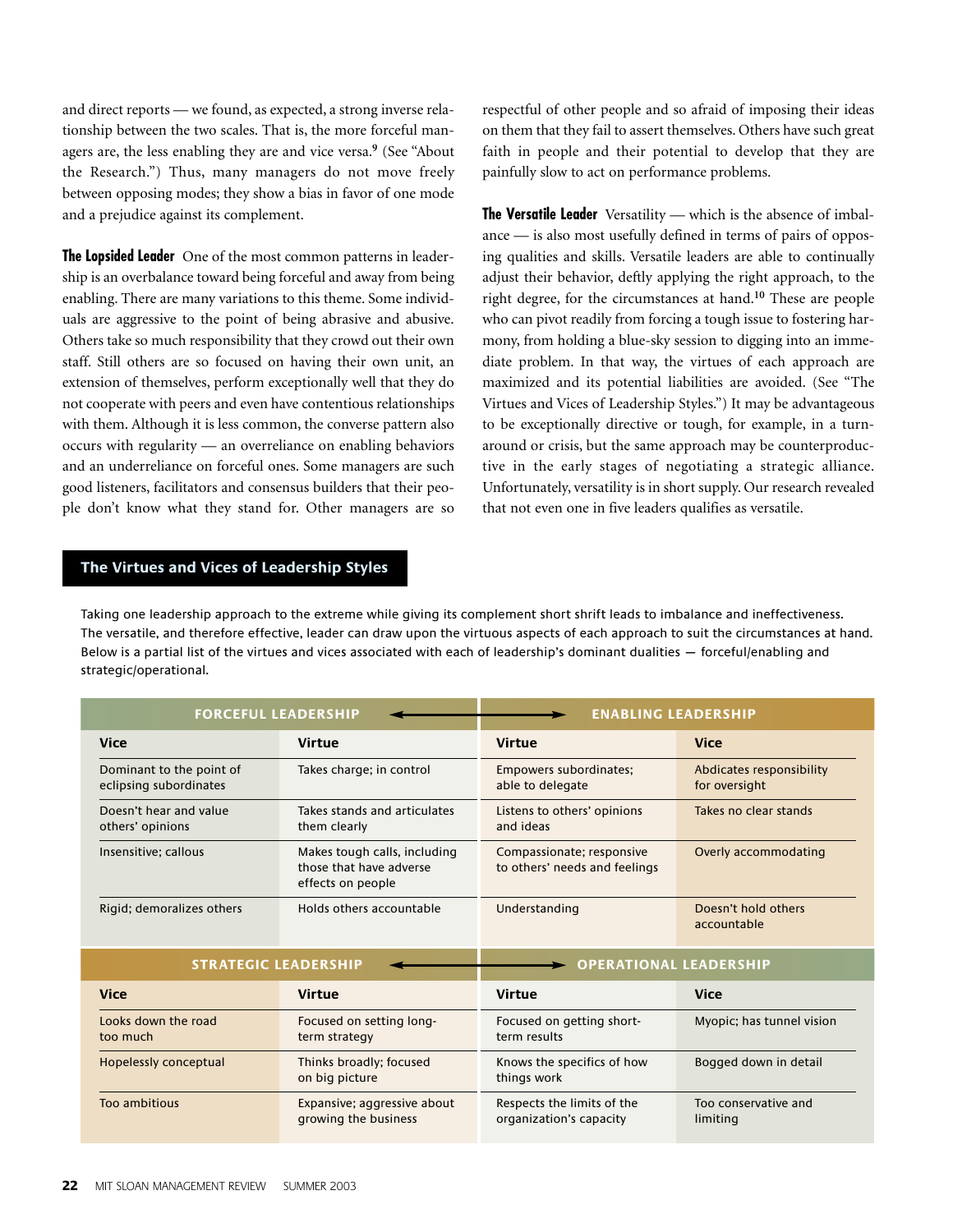and direct reports — we found, as expected, a strong inverse relationship between the two scales. That is, the more forceful managers are, the less enabling they are and vice versa.[9] (See "About the Research.") Thus, many managers do not move freely between opposing modes; they show a bias in favor of one mode and a prejudice against its complement.

**The Lopsided Leader** One of the most common patterns in leadership is an overbalance toward being forceful and away from being enabling. There are many variations to this theme. Some individuals are aggressive to the point of being abrasive and abusive. Others take so much responsibility that they crowd out their own staff. Still others are so focused on having their own unit, an extension of themselves, perform exceptionally well that they do not cooperate with peers and even have contentious relationships with them. Although it is less common, the converse pattern also occurs with regularity — an overreliance on enabling behaviors and an underreliance on forceful ones. Some managers are such good listeners, facilitators and consensus builders that their people don't know what they stand for. Other managers are so respectful of other people and so afraid of imposing their ideas on them that they fail to assert themselves. Others have such great faith in people and their potential to develop that they are painfully slow to act on performance problems.

**The Versatile Leader** Versatility — which is the absence of imbalance — is also most usefully defined in terms of pairs of opposing qualities and skills. Versatile leaders are able to continually adjust their behavior, deftly applying the right approach, to the right degree, for the circumstances at hand.[10] These are people who can pivot readily from forcing a tough issue to fostering harmony, from holding a blue-sky session to digging into an immediate problem. In that way, the virtues of each approach are maximized and its potential liabilities are avoided. (See "The Virtues and Vices of Leadership Styles.") It may be advantageous to be exceptionally directive or tough, for example, in a turnaround or crisis, but the same approach may be counterproductive in the early stages of negotiating a strategic alliance. Unfortunately, versatility is in short supply. Our research revealed that not even one in five leaders qualifies as versatile.

## The Virtues and Vices of Leadership Styles

Taking one leadership approach to the extreme while giving its complement short shrift leads to imbalance and ineffectiveness. The versatile, and therefore effective, leader can draw upon the virtuous aspects of each approach to suit the circumstances at hand. Below is a partial list of the virtues and vices associated with each of leadership's dominant dualities — forceful/enabling and strategic/operational.

| FORCEFUL LEADERSHIP | | ENABLING LEADERSHIP | |
|---|---|---|---|
| **Vice** | **Virtue** | **Virtue** | **Vice** |
| Dominant to the point of eclipsing subordinates | Takes charge; in control | Empowers subordinates; able to delegate | Abdicates responsibility for oversight |
| Doesn't hear and value others' opinions | Takes stands and articulates them clearly | Listens to others' opinions and ideas | Takes no clear stands |
| Insensitive; callous | Makes tough calls, including those that have adverse effects on people | Compassionate; responsive to others' needs and feelings | Overly accommodating |
| Rigid; demoralizes others | Holds others accountable | Understanding | Doesn't hold others accountable |

| STRATEGIC LEADERSHIP | | OPERATIONAL LEADERSHIP | |
|---|---|---|---|
| **Vice** | **Virtue** | **Virtue** | **Vice** |
| Looks down the road too much | Focused on setting long-term strategy | Focused on getting short-term results | Myopic; has tunnel vision |
| Hopelessly conceptual | Thinks broadly; focused on big picture | Knows the specifics of how things work | Bogged down in detail |
| Too ambitious | Expansive; aggressive about growing the business | Respects the limits of the organization's capacity | Too conservative and limiting |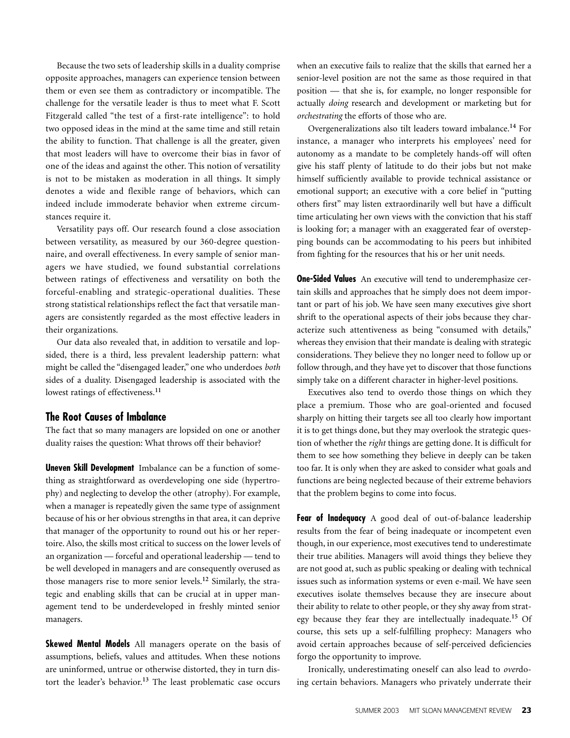Because the two sets of leadership skills in a duality comprise opposite approaches, managers can experience tension between them or even see them as contradictory or incompatible. The challenge for the versatile leader is thus to meet what F. Scott Fitzgerald called "the test of a first-rate intelligence": to hold two opposed ideas in the mind at the same time and still retain the ability to function. That challenge is all the greater, given that most leaders will have to overcome their bias in favor of one of the ideas and against the other. This notion of versatility is not to be mistaken as moderation in all things. It simply denotes a wide and flexible range of behaviors, which can indeed include immoderate behavior when extreme circumstances require it.

Versatility pays off. Our research found a close association between versatility, as measured by our 360-degree questionnaire, and overall effectiveness. In every sample of senior managers we have studied, we found substantial correlations between ratings of effectiveness and versatility on both the forceful-enabling and strategic-operational dualities. These strong statistical relationships reflect the fact that versatile managers are consistently regarded as the most effective leaders in their organizations.

Our data also revealed that, in addition to versatile and lopsided, there is a third, less prevalent leadership pattern: what might be called the "disengaged leader," one who underdoes *both* sides of a duality. Disengaged leadership is associated with the lowest ratings of effectiveness.[11]

## The Root Causes of Imbalance

The fact that so many managers are lopsided on one or another duality raises the question: What throws off their behavior?

**Uneven Skill Development** Imbalance can be a function of something as straightforward as overdeveloping one side (hypertrophy) and neglecting to develop the other (atrophy). For example, when a manager is repeatedly given the same type of assignment because of his or her obvious strengths in that area, it can deprive that manager of the opportunity to round out his or her repertoire. Also, the skills most critical to success on the lower levels of an organization — forceful and operational leadership — tend to be well developed in managers and are consequently overused as those managers rise to more senior levels.[12] Similarly, the strategic and enabling skills that can be crucial at in upper management tend to be underdeveloped in freshly minted senior managers.

**Skewed Mental Models** All managers operate on the basis of assumptions, beliefs, values and attitudes. When these notions are uninformed, untrue or otherwise distorted, they in turn distort the leader's behavior.[13] The least problematic case occurs when an executive fails to realize that the skills that earned her a senior-level position are not the same as those required in that position — that she is, for example, no longer responsible for actually *doing* research and development or marketing but for *orchestrating* the efforts of those who are.

Overgeneralizations also tilt leaders toward imbalance.[14] For instance, a manager who interprets his employees' need for autonomy as a mandate to be completely hands-off will often give his staff plenty of latitude to do their jobs but not make himself sufficiently available to provide technical assistance or emotional support; an executive with a core belief in "putting others first" may listen extraordinarily well but have a difficult time articulating her own views with the conviction that his staff is looking for; a manager with an exaggerated fear of overstepping bounds can be accommodating to his peers but inhibited from fighting for the resources that his or her unit needs.

**One-Sided Values** An executive will tend to underemphasize certain skills and approaches that he simply does not deem important or part of his job. We have seen many executives give short shrift to the operational aspects of their jobs because they characterize such attentiveness as being "consumed with details," whereas they envision that their mandate is dealing with strategic considerations. They believe they no longer need to follow up or follow through, and they have yet to discover that those functions simply take on a different character in higher-level positions.

Executives also tend to overdo those things on which they place a premium. Those who are goal-oriented and focused sharply on hitting their targets see all too clearly how important it is to get things done, but they may overlook the strategic question of whether the *right* things are getting done. It is difficult for them to see how something they believe in deeply can be taken too far. It is only when they are asked to consider what goals and functions are being neglected because of their extreme behaviors that the problem begins to come into focus.

**Fear of Inadequacy** A good deal of out-of-balance leadership results from the fear of being inadequate or incompetent even though, in our experience, most executives tend to underestimate their true abilities. Managers will avoid things they believe they are not good at, such as public speaking or dealing with technical issues such as information systems or even e-mail. We have seen executives isolate themselves because they are insecure about their ability to relate to other people, or they shy away from strategy because they fear they are intellectually inadequate.[15] Of course, this sets up a self-fulfilling prophecy: Managers who avoid certain approaches because of self-perceived deficiencies forgo the opportunity to improve.

Ironically, underestimating oneself can also lead to *over*doing certain behaviors. Managers who privately underrate their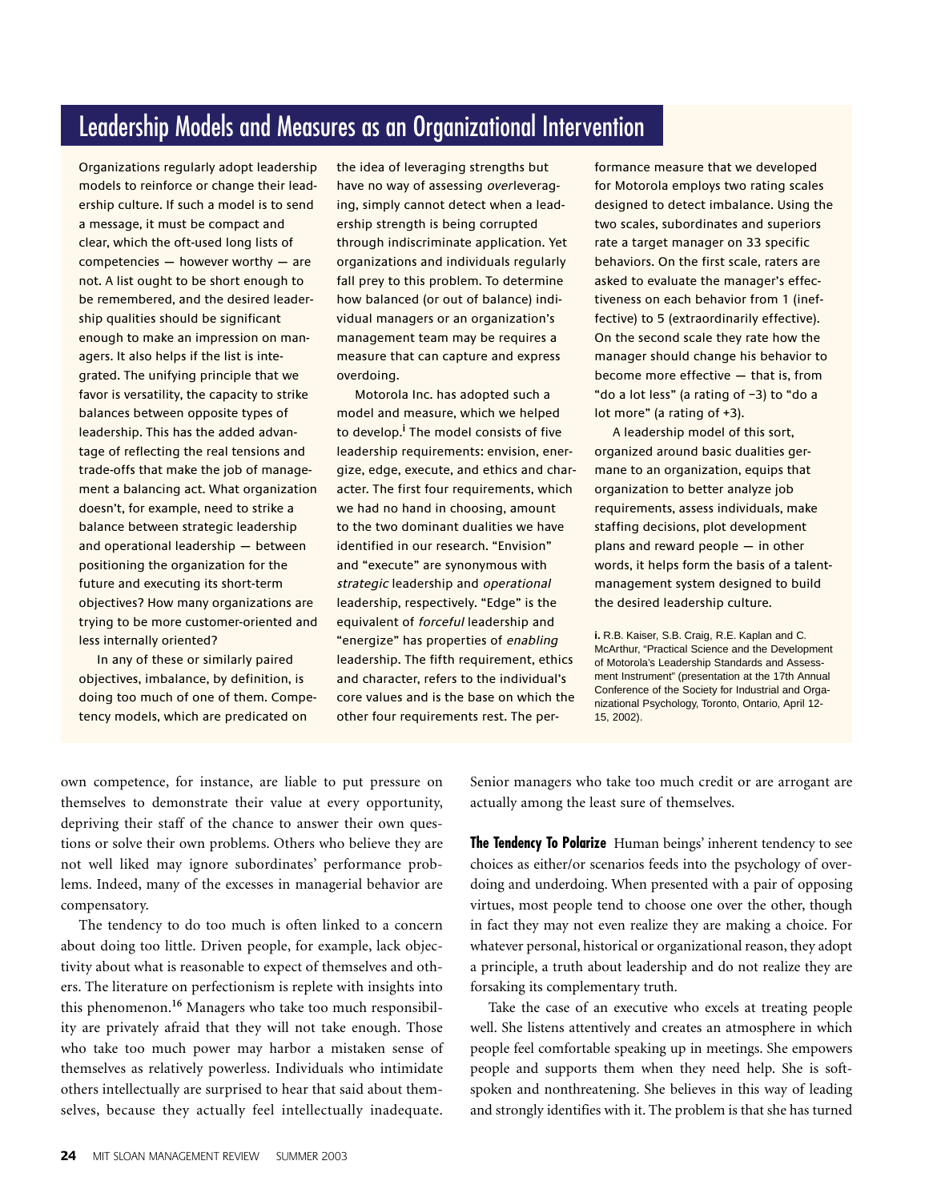## Leadership Models and Measures as an Organizational Intervention

Organizations regularly adopt leadership models to reinforce or change their leadership culture. If such a model is to send a message, it must be compact and clear, which the oft-used long lists of competencies — however worthy — are not. A list ought to be short enough to be remembered, and the desired leadership qualities should be significant enough to make an impression on managers. It also helps if the list is integrated. The unifying principle that we favor is versatility, the capacity to strike balances between opposite types of leadership. This has the added advantage of reflecting the real tensions and trade-offs that make the job of management a balancing act. What organization doesn't, for example, need to strike a balance between strategic leadership and operational leadership — between positioning the organization for the future and executing its short-term objectives? How many organizations are trying to be more customer-oriented and less internally oriented?

In any of these or similarly paired objectives, imbalance, by definition, is doing too much of one of them. Competency models, which are predicated on the idea of leveraging strengths but have no way of assessing *over*leveraging, simply cannot detect when a leadership strength is being corrupted through indiscriminate application. Yet organizations and individuals regularly fall prey to this problem. To determine how balanced (or out of balance) individual managers or an organization's management team may be requires a measure that can capture and express overdoing.

Motorola Inc. has adopted such a model and measure, which we helped to develop.[i] The model consists of five leadership requirements: envision, energize, edge, execute, and ethics and character. The first four requirements, which we had no hand in choosing, amount to the two dominant dualities we have identified in our research. "Envision" and "execute" are synonymous with *strategic* leadership and *operational* leadership, respectively. "Edge" is the equivalent of *forceful* leadership and "energize" has properties of *enabling* leadership. The fifth requirement, ethics and character, refers to the individual's core values and is the base on which the other four requirements rest. The performance measure that we developed for Motorola employs two rating scales designed to detect imbalance. Using the two scales, subordinates and superiors rate a target manager on 33 specific behaviors. On the first scale, raters are asked to evaluate the manager's effectiveness on each behavior from 1 (ineffective) to 5 (extraordinarily effective). On the second scale they rate how the manager should change his behavior to become more effective — that is, from "do a lot less" (a rating of −3) to "do a lot more" (a rating of +3).

A leadership model of this sort, organized around basic dualities germane to an organization, equips that organization to better analyze job requirements, assess individuals, make staffing decisions, plot development plans and reward people — in other words, it helps form the basis of a talent-management system designed to build the desired leadership culture.

i. R.B. Kaiser, S.B. Craig, R.E. Kaplan and C. McArthur, "Practical Science and the Development of Motorola's Leadership Standards and Assessment Instrument" (presentation at the 17th Annual Conference of the Society for Industrial and Organizational Psychology, Toronto, Ontario, April 12-15, 2002).

---

own competence, for instance, are liable to put pressure on themselves to demonstrate their value at every opportunity, depriving their staff of the chance to answer their own questions or solve their own problems. Others who believe they are not well liked may ignore subordinates' performance problems. Indeed, many of the excesses in managerial behavior are compensatory.

The tendency to do too much is often linked to a concern about doing too little. Driven people, for example, lack objectivity about what is reasonable to expect of themselves and others. The literature on perfectionism is replete with insights into this phenomenon.[16] Managers who take too much responsibility are privately afraid that they will not take enough. Those who take too much power may harbor a mistaken sense of themselves as relatively powerless. Individuals who intimidate others intellectually are surprised to hear that said about themselves, because they actually feel intellectually inadequate. Senior managers who take too much credit or are arrogant are actually among the least sure of themselves.

**The Tendency To Polarize** Human beings' inherent tendency to see choices as either/or scenarios feeds into the psychology of overdoing and underdoing. When presented with a pair of opposing virtues, most people tend to choose one over the other, though in fact they may not even realize they are making a choice. For whatever personal, historical or organizational reason, they adopt a principle, a truth about leadership and do not realize they are forsaking its complementary truth.

Take the case of an executive who excels at treating people well. She listens attentively and creates an atmosphere in which people feel comfortable speaking up in meetings. She empowers people and supports them when they need help. She is soft-spoken and nonthreatening. She believes in this way of leading and strongly identifies with it. The problem is that she has turned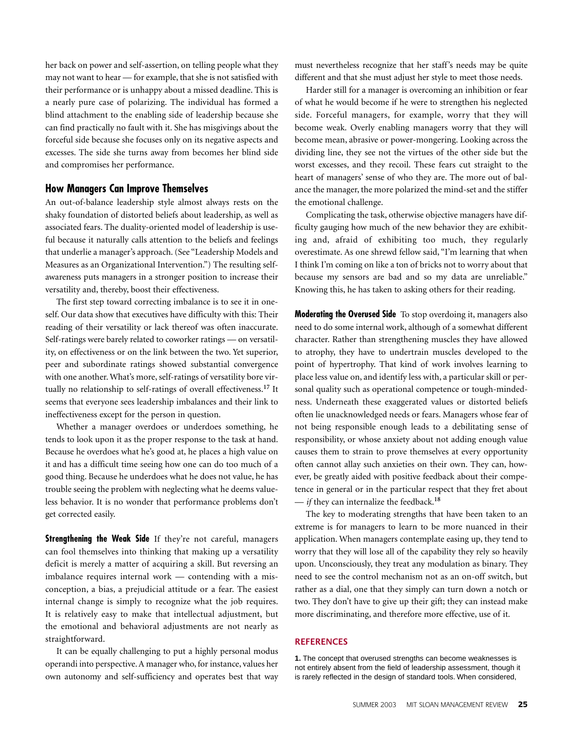her back on power and self-assertion, on telling people what they may not want to hear — for example, that she is not satisfied with their performance or is unhappy about a missed deadline. This is a nearly pure case of polarizing. The individual has formed a blind attachment to the enabling side of leadership because she can find practically no fault with it. She has misgivings about the forceful side because she focuses only on its negative aspects and excesses. The side she turns away from becomes her blind side and compromises her performance.

## How Managers Can Improve Themselves

An out-of-balance leadership style almost always rests on the shaky foundation of distorted beliefs about leadership, as well as associated fears. The duality-oriented model of leadership is useful because it naturally calls attention to the beliefs and feelings that underlie a manager's approach. (See "Leadership Models and Measures as an Organizational Intervention.") The resulting self-awareness puts managers in a stronger position to increase their versatility and, thereby, boost their effectiveness.

The first step toward correcting imbalance is to see it in oneself. Our data show that executives have difficulty with this: Their reading of their versatility or lack thereof was often inaccurate. Self-ratings were barely related to coworker ratings — on versatility, on effectiveness or on the link between the two. Yet superior, peer and subordinate ratings showed substantial convergence with one another. What's more, self-ratings of versatility bore virtually no relationship to self-ratings of overall effectiveness.[17] It seems that everyone sees leadership imbalances and their link to ineffectiveness except for the person in question.

Whether a manager overdoes or underdoes something, he tends to look upon it as the proper response to the task at hand. Because he overdoes what he's good at, he places a high value on it and has a difficult time seeing how one can do too much of a good thing. Because he underdoes what he does not value, he has trouble seeing the problem with neglecting what he deems valueless behavior. It is no wonder that performance problems don't get corrected easily.

**Strengthening the Weak Side** If they're not careful, managers can fool themselves into thinking that making up a versatility deficit is merely a matter of acquiring a skill. But reversing an imbalance requires internal work — contending with a misconception, a bias, a prejudicial attitude or a fear. The easiest internal change is simply to recognize what the job requires. It is relatively easy to make that intellectual adjustment, but the emotional and behavioral adjustments are not nearly as straightforward.

It can be equally challenging to put a highly personal modus operandi into perspective. A manager who, for instance, values her own autonomy and self-sufficiency and operates best that way must nevertheless recognize that her staff's needs may be quite different and that she must adjust her style to meet those needs.

Harder still for a manager is overcoming an inhibition or fear of what he would become if he were to strengthen his neglected side. Forceful managers, for example, worry that they will become weak. Overly enabling managers worry that they will become mean, abrasive or power-mongering. Looking across the dividing line, they see not the virtues of the other side but the worst excesses, and they recoil. These fears cut straight to the heart of managers' sense of who they are. The more out of balance the manager, the more polarized the mind-set and the stiffer the emotional challenge.

Complicating the task, otherwise objective managers have difficulty gauging how much of the new behavior they are exhibiting and, afraid of exhibiting too much, they regularly overestimate. As one shrewd fellow said, "I'm learning that when I think I'm coming on like a ton of bricks not to worry about that because my sensors are bad and so my data are unreliable." Knowing this, he has taken to asking others for their reading.

**Moderating the Overused Side** To stop overdoing it, managers also need to do some internal work, although of a somewhat different character. Rather than strengthening muscles they have allowed to atrophy, they have to undertrain muscles developed to the point of hypertrophy. That kind of work involves learning to place less value on, and identify less with, a particular skill or personal quality such as operational competence or tough-mindedness. Underneath these exaggerated values or distorted beliefs often lie unacknowledged needs or fears. Managers whose fear of not being responsible enough leads to a debilitating sense of responsibility, or whose anxiety about not adding enough value causes them to strain to prove themselves at every opportunity often cannot allay such anxieties on their own. They can, however, be greatly aided with positive feedback about their competence in general or in the particular respect that they fret about — *if* they can internalize the feedback.[18]

The key to moderating strengths that have been taken to an extreme is for managers to learn to be more nuanced in their application. When managers contemplate easing up, they tend to worry that they will lose all of the capability they rely so heavily upon. Unconsciously, they treat any modulation as binary. They need to see the control mechanism not as an on-off switch, but rather as a dial, one that they simply can turn down a notch or two. They don't have to give up their gift; they can instead make more discriminating, and therefore more effective, use of it.

## REFERENCES

**1.** The concept that overused strengths can become weaknesses is not entirely absent from the field of leadership assessment, though it is rarely reflected in the design of standard tools. When considered,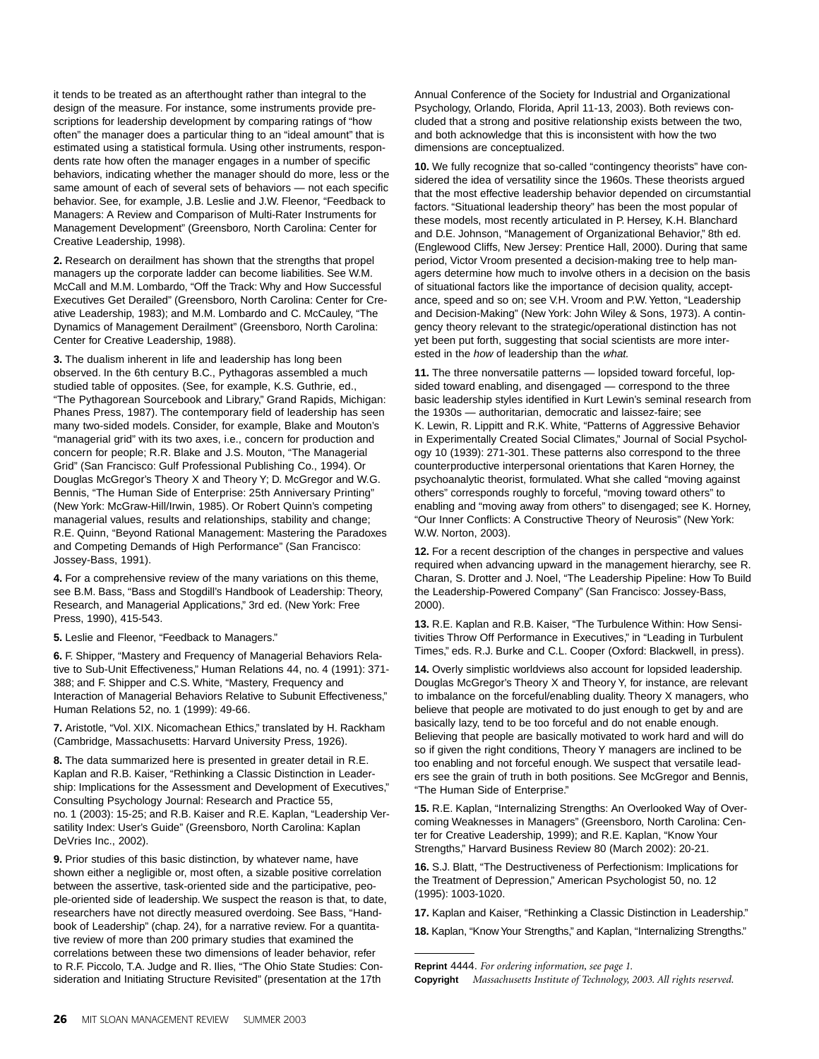it tends to be treated as an afterthought rather than integral to the design of the measure. For instance, some instruments provide prescriptions for leadership development by comparing ratings of "how often" the manager does a particular thing to an "ideal amount" that is estimated using a statistical formula. Using other instruments, respondents rate how often the manager engages in a number of specific behaviors, indicating whether the manager should do more, less or the same amount of each of several sets of behaviors — not each specific behavior. See, for example, J.B. Leslie and J.W. Fleenor, "Feedback to Managers: A Review and Comparison of Multi-Rater Instruments for Management Development" (Greensboro, North Carolina: Center for Creative Leadership, 1998).

**2.** Research on derailment has shown that the strengths that propel managers up the corporate ladder can become liabilities. See W.M. McCall and M.M. Lombardo, "Off the Track: Why and How Successful Executives Get Derailed" (Greensboro, North Carolina: Center for Creative Leadership, 1983); and M.M. Lombardo and C. McCauley, "The Dynamics of Management Derailment" (Greensboro, North Carolina: Center for Creative Leadership, 1988).

**3.** The dualism inherent in life and leadership has long been observed. In the 6th century B.C., Pythagoras assembled a much studied table of opposites. (See, for example, K.S. Guthrie, ed., "The Pythagorean Sourcebook and Library," Grand Rapids, Michigan: Phanes Press, 1987). The contemporary field of leadership has seen many two-sided models. Consider, for example, Blake and Mouton's "managerial grid" with its two axes, i.e., concern for production and concern for people; R.R. Blake and J.S. Mouton, "The Managerial Grid" (San Francisco: Gulf Professional Publishing Co., 1994). Or Douglas McGregor's Theory X and Theory Y; D. McGregor and W.G. Bennis, "The Human Side of Enterprise: 25th Anniversary Printing" (New York: McGraw-Hill/Irwin, 1985). Or Robert Quinn's competing managerial values, results and relationships, stability and change; R.E. Quinn, "Beyond Rational Management: Mastering the Paradoxes and Competing Demands of High Performance" (San Francisco: Jossey-Bass, 1991).

**4.** For a comprehensive review of the many variations on this theme, see B.M. Bass, "Bass and Stogdill's Handbook of Leadership: Theory, Research, and Managerial Applications," 3rd ed. (New York: Free Press, 1990), 415-543.

**5.** Leslie and Fleenor, "Feedback to Managers."

**6.** F. Shipper, "Mastery and Frequency of Managerial Behaviors Relative to Sub-Unit Effectiveness," Human Relations 44, no. 4 (1991): 371-388; and F. Shipper and C.S. White, "Mastery, Frequency and Interaction of Managerial Behaviors Relative to Subunit Effectiveness," Human Relations 52, no. 1 (1999): 49-66.

**7.** Aristotle, "Vol. XIX. Nicomachean Ethics," translated by H. Rackham (Cambridge, Massachusetts: Harvard University Press, 1926).

**8.** The data summarized here is presented in greater detail in R.E. Kaplan and R.B. Kaiser, "Rethinking a Classic Distinction in Leadership: Implications for the Assessment and Development of Executives," Consulting Psychology Journal: Research and Practice 55, no. 1 (2003): 15-25; and R.B. Kaiser and R.E. Kaplan, "Leadership Versatility Index: User's Guide" (Greensboro, North Carolina: Kaplan DeVries Inc., 2002).

**9.** Prior studies of this basic distinction, by whatever name, have shown either a negligible or, most often, a sizable positive correlation between the assertive, task-oriented side and the participative, people-oriented side of leadership. We suspect the reason is that, to date, researchers have not directly measured overdoing. See Bass, "Handbook of Leadership" (chap. 24), for a narrative review. For a quantitative review of more than 200 primary studies that examined the correlations between these two dimensions of leader behavior, refer to R.F. Piccolo, T.A. Judge and R. Ilies, "The Ohio State Studies: Consideration and Initiating Structure Revisited" (presentation at the 17th Annual Conference of the Society for Industrial and Organizational Psychology, Orlando, Florida, April 11-13, 2003). Both reviews concluded that a strong and positive relationship exists between the two, and both acknowledge that this is inconsistent with how the two dimensions are conceptualized.

**10.** We fully recognize that so-called "contingency theorists" have considered the idea of versatility since the 1960s. These theorists argued that the most effective leadership behavior depended on circumstantial factors. "Situational leadership theory" has been the most popular of these models, most recently articulated in P. Hersey, K.H. Blanchard and D.E. Johnson, "Management of Organizational Behavior," 8th ed. (Englewood Cliffs, New Jersey: Prentice Hall, 2000). During that same period, Victor Vroom presented a decision-making tree to help managers determine how much to involve others in a decision on the basis of situational factors like the importance of decision quality, acceptance, speed and so on; see V.H. Vroom and P.W. Yetton, "Leadership and Decision-Making" (New York: John Wiley & Sons, 1973). A contingency theory relevant to the strategic/operational distinction has not yet been put forth, suggesting that social scientists are more interested in the *how* of leadership than the *what.*

**11.** The three nonversatile patterns — lopsided toward forceful, lopsided toward enabling, and disengaged — correspond to the three basic leadership styles identified in Kurt Lewin's seminal research from the 1930s — authoritarian, democratic and laissez-faire; see K. Lewin, R. Lippitt and R.K. White, "Patterns of Aggressive Behavior in Experimentally Created Social Climates," Journal of Social Psychology 10 (1939): 271-301. These patterns also correspond to the three counterproductive interpersonal orientations that Karen Horney, the psychoanalytic theorist, formulated. What she called "moving against others" corresponds roughly to forceful, "moving toward others" to enabling and "moving away from others" to disengaged; see K. Horney, "Our Inner Conflicts: A Constructive Theory of Neurosis" (New York: W.W. Norton, 2003).

**12.** For a recent description of the changes in perspective and values required when advancing upward in the management hierarchy, see R. Charan, S. Drotter and J. Noel, "The Leadership Pipeline: How To Build the Leadership-Powered Company" (San Francisco: Jossey-Bass, 2000).

**13.** R.E. Kaplan and R.B. Kaiser, "The Turbulence Within: How Sensitivities Throw Off Performance in Executives," in "Leading in Turbulent Times," eds. R.J. Burke and C.L. Cooper (Oxford: Blackwell, in press).

**14.** Overly simplistic worldviews also account for lopsided leadership. Douglas McGregor's Theory X and Theory Y, for instance, are relevant to imbalance on the forceful/enabling duality. Theory X managers, who believe that people are motivated to do just enough to get by and are basically lazy, tend to be too forceful and do not enable enough. Believing that people are basically motivated to work hard and will do so if given the right conditions, Theory Y managers are inclined to be too enabling and not forceful enough. We suspect that versatile leaders see the grain of truth in both positions. See McGregor and Bennis, "The Human Side of Enterprise."

**15.** R.E. Kaplan, "Internalizing Strengths: An Overlooked Way of Overcoming Weaknesses in Managers" (Greensboro, North Carolina: Center for Creative Leadership, 1999); and R.E. Kaplan, "Know Your Strengths," Harvard Business Review 80 (March 2002): 20-21.

**16.** S.J. Blatt, "The Destructiveness of Perfectionism: Implications for the Treatment of Depression," American Psychologist 50, no. 12 (1995): 1003-1020.

**17.** Kaplan and Kaiser, "Rethinking a Classic Distinction in Leadership."

**18.** Kaplan, "Know Your Strengths," and Kaplan, "Internalizing Strengths."

**Reprint** 4444. *For ordering information, see page 1.*
**Copyright** *Massachusetts Institute of Technology, 2003. All rights reserved.*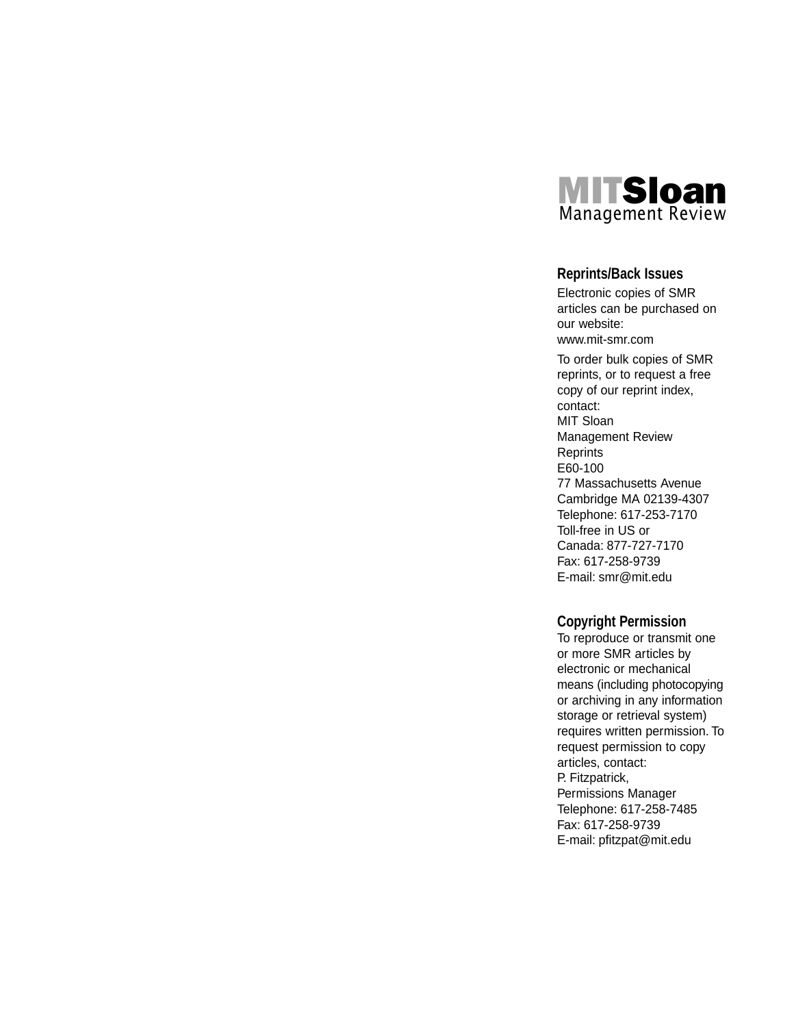# MITSloan Management Review

## Reprints/Back Issues

Electronic copies of SMR articles can be purchased on our website:
www.mit-smr.com

To order bulk copies of SMR reprints, or to request a free copy of our reprint index, contact:
MIT Sloan
Management Review
Reprints
E60-100
77 Massachusetts Avenue
Cambridge MA 02139-4307
Telephone: 617-253-7170
Toll-free in US or
Canada: 877-727-7170
Fax: 617-258-9739
E-mail: smr@mit.edu

## Copyright Permission

To reproduce or transmit one or more SMR articles by electronic or mechanical means (including photocopying or archiving in any information storage or retrieval system) requires written permission. To request permission to copy articles, contact:
P. Fitzpatrick,
Permissions Manager
Telephone: 617-258-7485
Fax: 617-258-9739
E-mail: pfitzpat@mit.edu